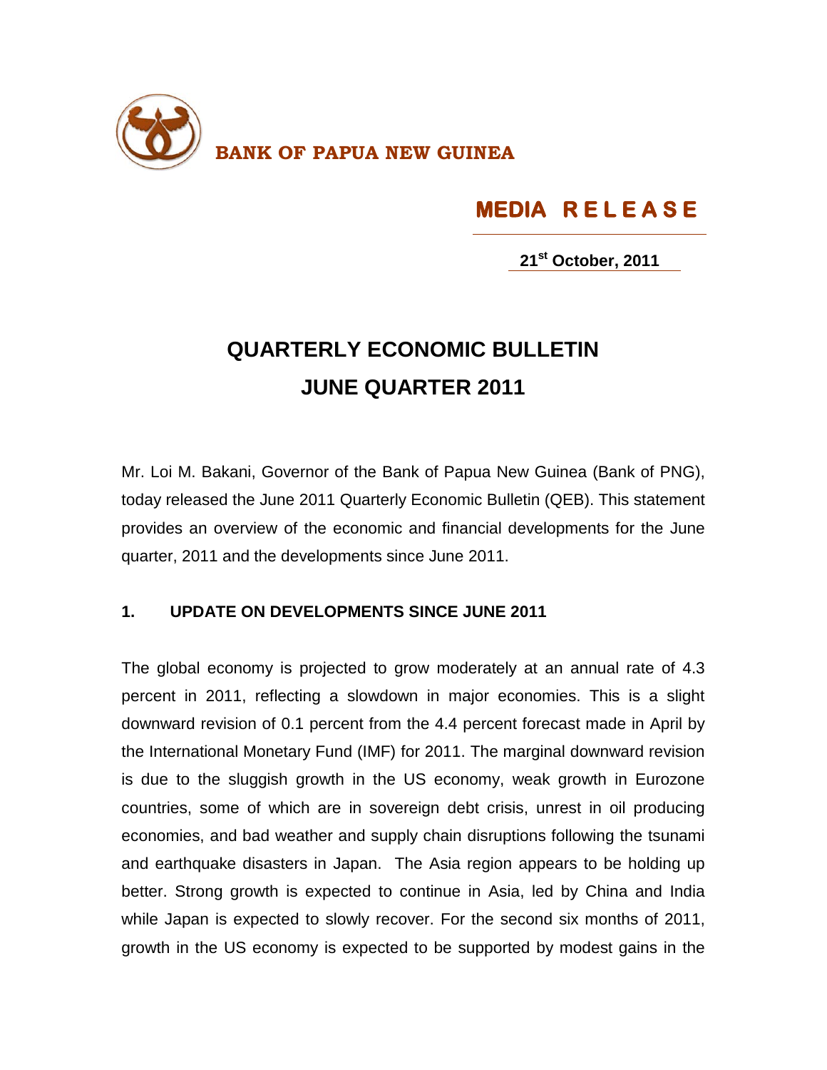**BANK OF PAPUA NEW GUINEA**

**MEDIA RELEASE**

**21st October, 2011**

# QUARTERLY ECONOMIC BULLETIN
# JUNE QUARTER 2011

Mr. Loi M. Bakani, Governor of the Bank of Papua New Guinea (Bank of PNG), today released the June 2011 Quarterly Economic Bulletin (QEB). This statement provides an overview of the economic and financial developments for the June quarter, 2011 and the developments since June 2011.

## 1. UPDATE ON DEVELOPMENTS SINCE JUNE 2011

The global economy is projected to grow moderately at an annual rate of 4.3 percent in 2011, reflecting a slowdown in major economies. This is a slight downward revision of 0.1 percent from the 4.4 percent forecast made in April by the International Monetary Fund (IMF) for 2011. The marginal downward revision is due to the sluggish growth in the US economy, weak growth in Eurozone countries, some of which are in sovereign debt crisis, unrest in oil producing economies, and bad weather and supply chain disruptions following the tsunami and earthquake disasters in Japan. The Asia region appears to be holding up better. Strong growth is expected to continue in Asia, led by China and India while Japan is expected to slowly recover. For the second six months of 2011, growth in the US economy is expected to be supported by modest gains in the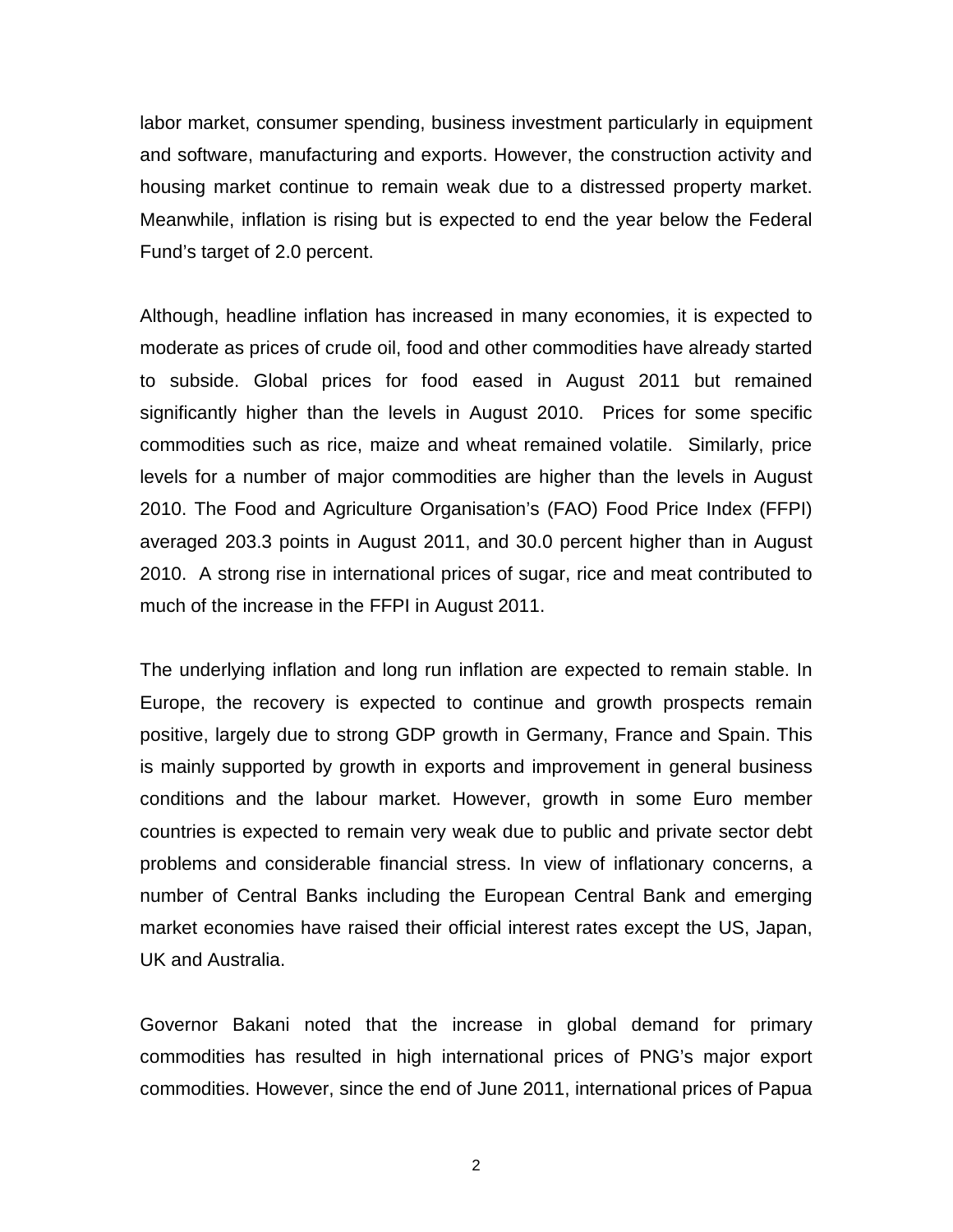labor market, consumer spending, business investment particularly in equipment and software, manufacturing and exports. However, the construction activity and housing market continue to remain weak due to a distressed property market. Meanwhile, inflation is rising but is expected to end the year below the Federal Fund's target of 2.0 percent.

Although, headline inflation has increased in many economies, it is expected to moderate as prices of crude oil, food and other commodities have already started to subside. Global prices for food eased in August 2011 but remained significantly higher than the levels in August 2010. Prices for some specific commodities such as rice, maize and wheat remained volatile. Similarly, price levels for a number of major commodities are higher than the levels in August 2010. The Food and Agriculture Organisation's (FAO) Food Price Index (FFPI) averaged 203.3 points in August 2011, and 30.0 percent higher than in August 2010. A strong rise in international prices of sugar, rice and meat contributed to much of the increase in the FFPI in August 2011.

The underlying inflation and long run inflation are expected to remain stable. In Europe, the recovery is expected to continue and growth prospects remain positive, largely due to strong GDP growth in Germany, France and Spain. This is mainly supported by growth in exports and improvement in general business conditions and the labour market. However, growth in some Euro member countries is expected to remain very weak due to public and private sector debt problems and considerable financial stress. In view of inflationary concerns, a number of Central Banks including the European Central Bank and emerging market economies have raised their official interest rates except the US, Japan, UK and Australia.

Governor Bakani noted that the increase in global demand for primary commodities has resulted in high international prices of PNG's major export commodities. However, since the end of June 2011, international prices of Papua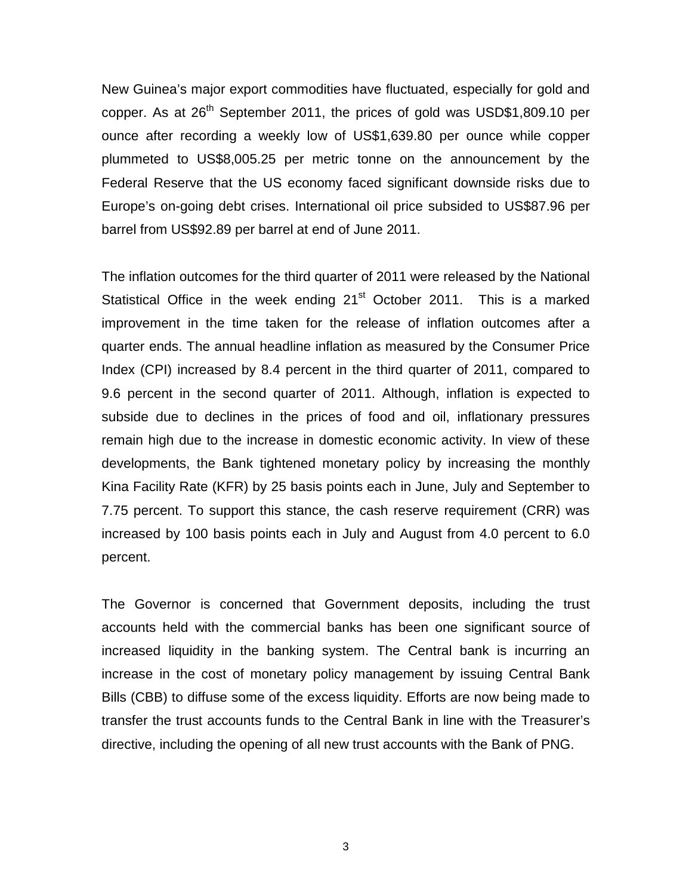New Guinea's major export commodities have fluctuated, especially for gold and copper. As at 26th September 2011, the prices of gold was USD$1,809.10 per ounce after recording a weekly low of US$1,639.80 per ounce while copper plummeted to US$8,005.25 per metric tonne on the announcement by the Federal Reserve that the US economy faced significant downside risks due to Europe's on-going debt crises. International oil price subsided to US$87.96 per barrel from US$92.89 per barrel at end of June 2011.

The inflation outcomes for the third quarter of 2011 were released by the National Statistical Office in the week ending 21st October 2011. This is a marked improvement in the time taken for the release of inflation outcomes after a quarter ends. The annual headline inflation as measured by the Consumer Price Index (CPI) increased by 8.4 percent in the third quarter of 2011, compared to 9.6 percent in the second quarter of 2011. Although, inflation is expected to subside due to declines in the prices of food and oil, inflationary pressures remain high due to the increase in domestic economic activity. In view of these developments, the Bank tightened monetary policy by increasing the monthly Kina Facility Rate (KFR) by 25 basis points each in June, July and September to 7.75 percent. To support this stance, the cash reserve requirement (CRR) was increased by 100 basis points each in July and August from 4.0 percent to 6.0 percent.

The Governor is concerned that Government deposits, including the trust accounts held with the commercial banks has been one significant source of increased liquidity in the banking system. The Central bank is incurring an increase in the cost of monetary policy management by issuing Central Bank Bills (CBB) to diffuse some of the excess liquidity. Efforts are now being made to transfer the trust accounts funds to the Central Bank in line with the Treasurer's directive, including the opening of all new trust accounts with the Bank of PNG.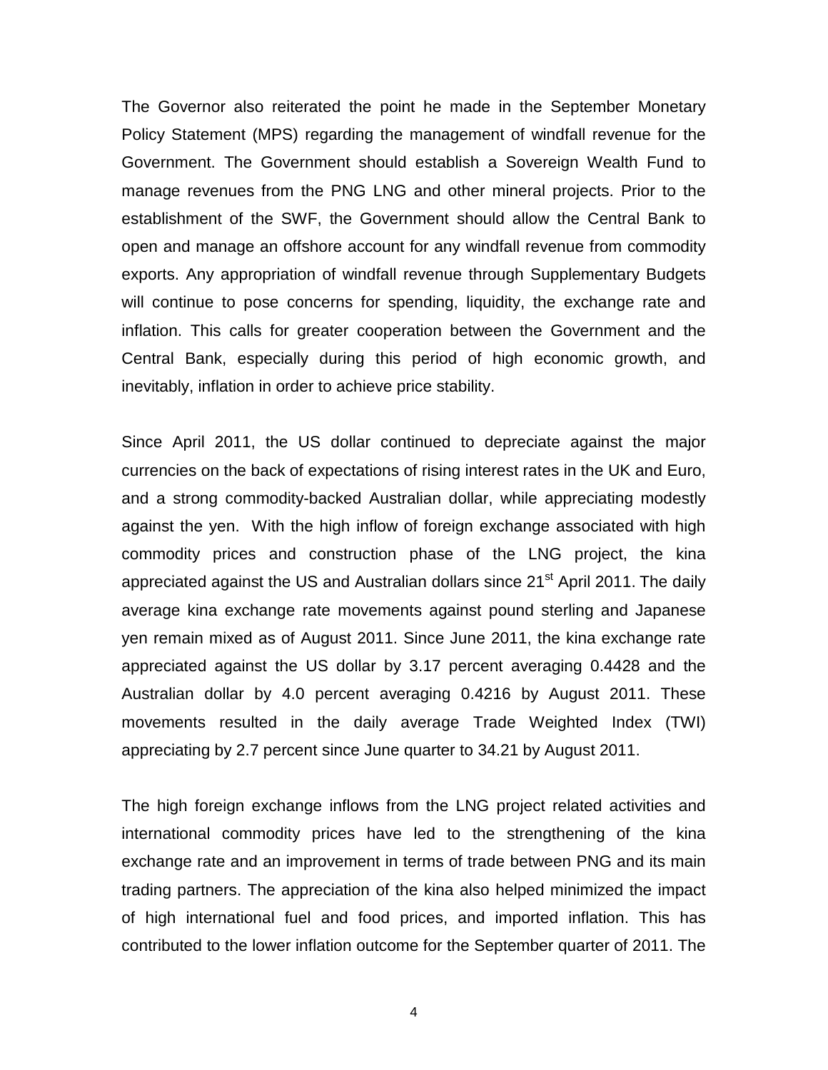The Governor also reiterated the point he made in the September Monetary Policy Statement (MPS) regarding the management of windfall revenue for the Government. The Government should establish a Sovereign Wealth Fund to manage revenues from the PNG LNG and other mineral projects. Prior to the establishment of the SWF, the Government should allow the Central Bank to open and manage an offshore account for any windfall revenue from commodity exports. Any appropriation of windfall revenue through Supplementary Budgets will continue to pose concerns for spending, liquidity, the exchange rate and inflation. This calls for greater cooperation between the Government and the Central Bank, especially during this period of high economic growth, and inevitably, inflation in order to achieve price stability.

Since April 2011, the US dollar continued to depreciate against the major currencies on the back of expectations of rising interest rates in the UK and Euro, and a strong commodity-backed Australian dollar, while appreciating modestly against the yen. With the high inflow of foreign exchange associated with high commodity prices and construction phase of the LNG project, the kina appreciated against the US and Australian dollars since 21st April 2011. The daily average kina exchange rate movements against pound sterling and Japanese yen remain mixed as of August 2011. Since June 2011, the kina exchange rate appreciated against the US dollar by 3.17 percent averaging 0.4428 and the Australian dollar by 4.0 percent averaging 0.4216 by August 2011. These movements resulted in the daily average Trade Weighted Index (TWI) appreciating by 2.7 percent since June quarter to 34.21 by August 2011.

The high foreign exchange inflows from the LNG project related activities and international commodity prices have led to the strengthening of the kina exchange rate and an improvement in terms of trade between PNG and its main trading partners. The appreciation of the kina also helped minimized the impact of high international fuel and food prices, and imported inflation. This has contributed to the lower inflation outcome for the September quarter of 2011. The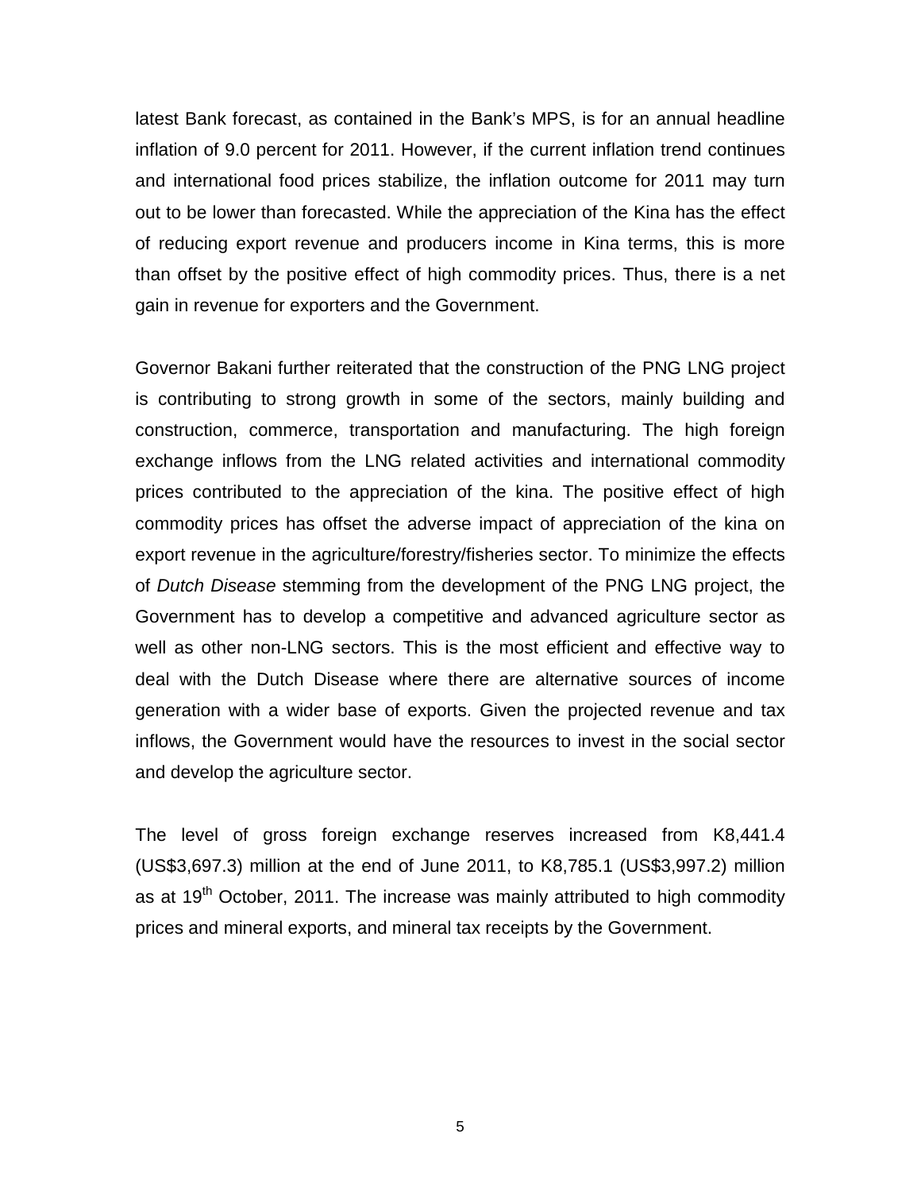latest Bank forecast, as contained in the Bank's MPS, is for an annual headline inflation of 9.0 percent for 2011. However, if the current inflation trend continues and international food prices stabilize, the inflation outcome for 2011 may turn out to be lower than forecasted. While the appreciation of the Kina has the effect of reducing export revenue and producers income in Kina terms, this is more than offset by the positive effect of high commodity prices. Thus, there is a net gain in revenue for exporters and the Government.

Governor Bakani further reiterated that the construction of the PNG LNG project is contributing to strong growth in some of the sectors, mainly building and construction, commerce, transportation and manufacturing. The high foreign exchange inflows from the LNG related activities and international commodity prices contributed to the appreciation of the kina. The positive effect of high commodity prices has offset the adverse impact of appreciation of the kina on export revenue in the agriculture/forestry/fisheries sector. To minimize the effects of *Dutch Disease* stemming from the development of the PNG LNG project, the Government has to develop a competitive and advanced agriculture sector as well as other non-LNG sectors. This is the most efficient and effective way to deal with the Dutch Disease where there are alternative sources of income generation with a wider base of exports. Given the projected revenue and tax inflows, the Government would have the resources to invest in the social sector and develop the agriculture sector.

The level of gross foreign exchange reserves increased from K8,441.4 (US$3,697.3) million at the end of June 2011, to K8,785.1 (US$3,997.2) million as at 19th October, 2011. The increase was mainly attributed to high commodity prices and mineral exports, and mineral tax receipts by the Government.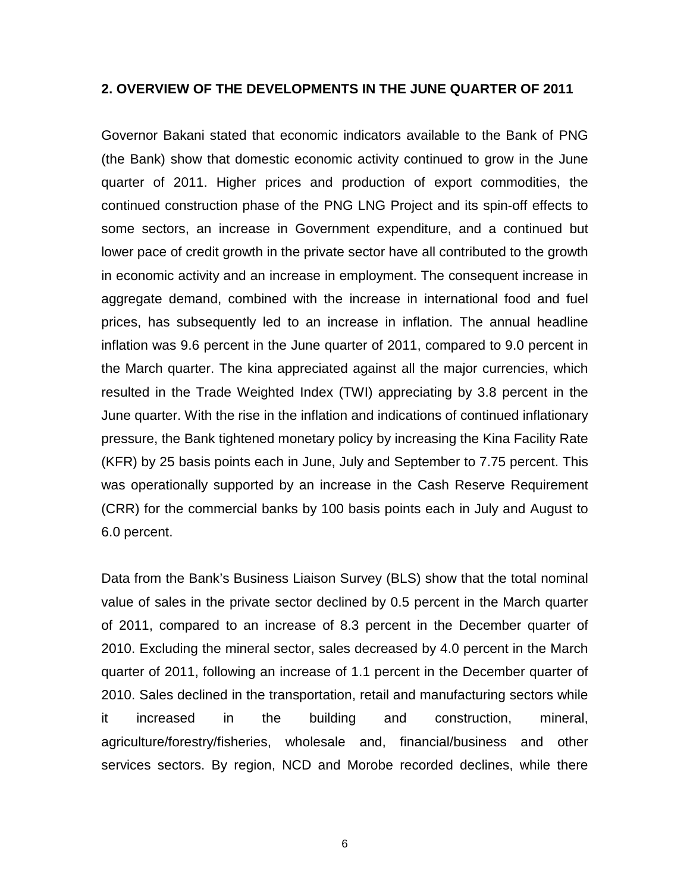## 2. OVERVIEW OF THE DEVELOPMENTS IN THE JUNE QUARTER OF 2011

Governor Bakani stated that economic indicators available to the Bank of PNG (the Bank) show that domestic economic activity continued to grow in the June quarter of 2011. Higher prices and production of export commodities, the continued construction phase of the PNG LNG Project and its spin-off effects to some sectors, an increase in Government expenditure, and a continued but lower pace of credit growth in the private sector have all contributed to the growth in economic activity and an increase in employment. The consequent increase in aggregate demand, combined with the increase in international food and fuel prices, has subsequently led to an increase in inflation. The annual headline inflation was 9.6 percent in the June quarter of 2011, compared to 9.0 percent in the March quarter. The kina appreciated against all the major currencies, which resulted in the Trade Weighted Index (TWI) appreciating by 3.8 percent in the June quarter. With the rise in the inflation and indications of continued inflationary pressure, the Bank tightened monetary policy by increasing the Kina Facility Rate (KFR) by 25 basis points each in June, July and September to 7.75 percent. This was operationally supported by an increase in the Cash Reserve Requirement (CRR) for the commercial banks by 100 basis points each in July and August to 6.0 percent.

Data from the Bank's Business Liaison Survey (BLS) show that the total nominal value of sales in the private sector declined by 0.5 percent in the March quarter of 2011, compared to an increase of 8.3 percent in the December quarter of 2010. Excluding the mineral sector, sales decreased by 4.0 percent in the March quarter of 2011, following an increase of 1.1 percent in the December quarter of 2010. Sales declined in the transportation, retail and manufacturing sectors while it increased in the building and construction, mineral, agriculture/forestry/fisheries, wholesale and, financial/business and other services sectors. By region, NCD and Morobe recorded declines, while there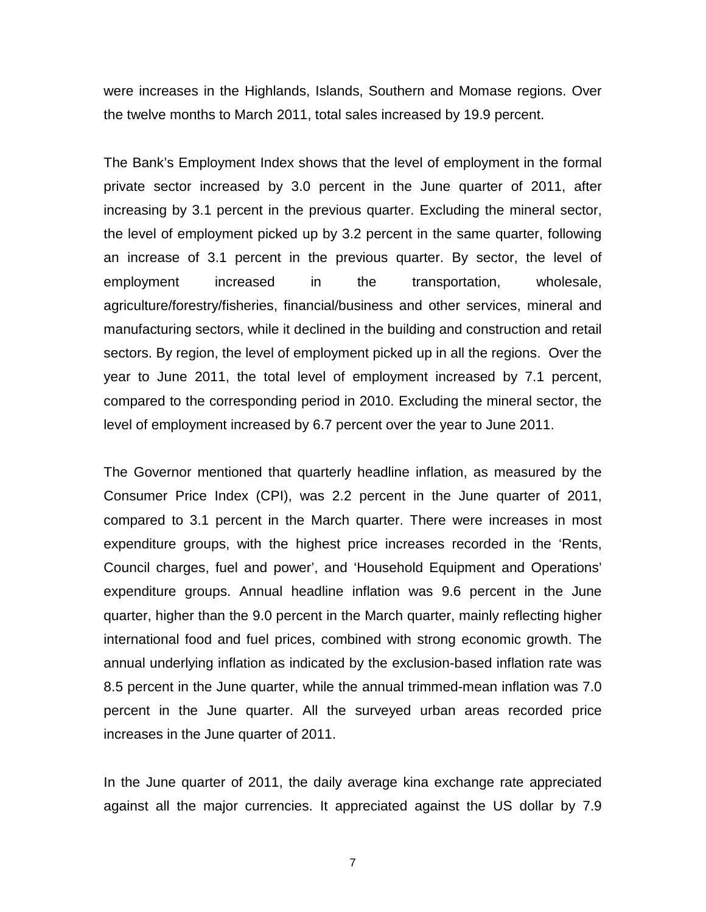were increases in the Highlands, Islands, Southern and Momase regions. Over the twelve months to March 2011, total sales increased by 19.9 percent.

The Bank's Employment Index shows that the level of employment in the formal private sector increased by 3.0 percent in the June quarter of 2011, after increasing by 3.1 percent in the previous quarter. Excluding the mineral sector, the level of employment picked up by 3.2 percent in the same quarter, following an increase of 3.1 percent in the previous quarter. By sector, the level of employment increased in the transportation, wholesale, agriculture/forestry/fisheries, financial/business and other services, mineral and manufacturing sectors, while it declined in the building and construction and retail sectors. By region, the level of employment picked up in all the regions. Over the year to June 2011, the total level of employment increased by 7.1 percent, compared to the corresponding period in 2010. Excluding the mineral sector, the level of employment increased by 6.7 percent over the year to June 2011.

The Governor mentioned that quarterly headline inflation, as measured by the Consumer Price Index (CPI), was 2.2 percent in the June quarter of 2011, compared to 3.1 percent in the March quarter. There were increases in most expenditure groups, with the highest price increases recorded in the 'Rents, Council charges, fuel and power', and 'Household Equipment and Operations' expenditure groups. Annual headline inflation was 9.6 percent in the June quarter, higher than the 9.0 percent in the March quarter, mainly reflecting higher international food and fuel prices, combined with strong economic growth. The annual underlying inflation as indicated by the exclusion-based inflation rate was 8.5 percent in the June quarter, while the annual trimmed-mean inflation was 7.0 percent in the June quarter. All the surveyed urban areas recorded price increases in the June quarter of 2011.

In the June quarter of 2011, the daily average kina exchange rate appreciated against all the major currencies. It appreciated against the US dollar by 7.9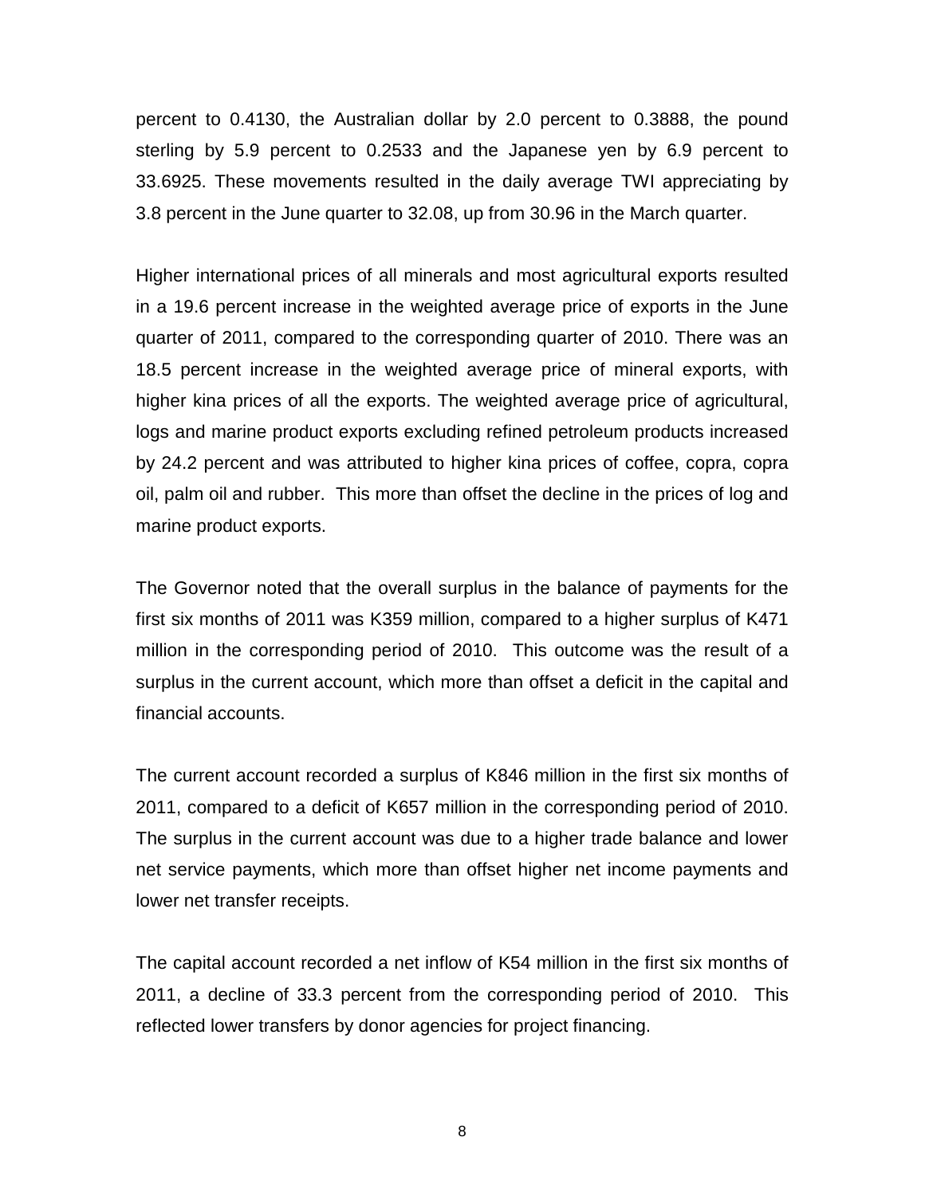percent to 0.4130, the Australian dollar by 2.0 percent to 0.3888, the pound sterling by 5.9 percent to 0.2533 and the Japanese yen by 6.9 percent to 33.6925. These movements resulted in the daily average TWI appreciating by 3.8 percent in the June quarter to 32.08, up from 30.96 in the March quarter.

Higher international prices of all minerals and most agricultural exports resulted in a 19.6 percent increase in the weighted average price of exports in the June quarter of 2011, compared to the corresponding quarter of 2010. There was an 18.5 percent increase in the weighted average price of mineral exports, with higher kina prices of all the exports. The weighted average price of agricultural, logs and marine product exports excluding refined petroleum products increased by 24.2 percent and was attributed to higher kina prices of coffee, copra, copra oil, palm oil and rubber. This more than offset the decline in the prices of log and marine product exports.

The Governor noted that the overall surplus in the balance of payments for the first six months of 2011 was K359 million, compared to a higher surplus of K471 million in the corresponding period of 2010. This outcome was the result of a surplus in the current account, which more than offset a deficit in the capital and financial accounts.

The current account recorded a surplus of K846 million in the first six months of 2011, compared to a deficit of K657 million in the corresponding period of 2010. The surplus in the current account was due to a higher trade balance and lower net service payments, which more than offset higher net income payments and lower net transfer receipts.

The capital account recorded a net inflow of K54 million in the first six months of 2011, a decline of 33.3 percent from the corresponding period of 2010. This reflected lower transfers by donor agencies for project financing.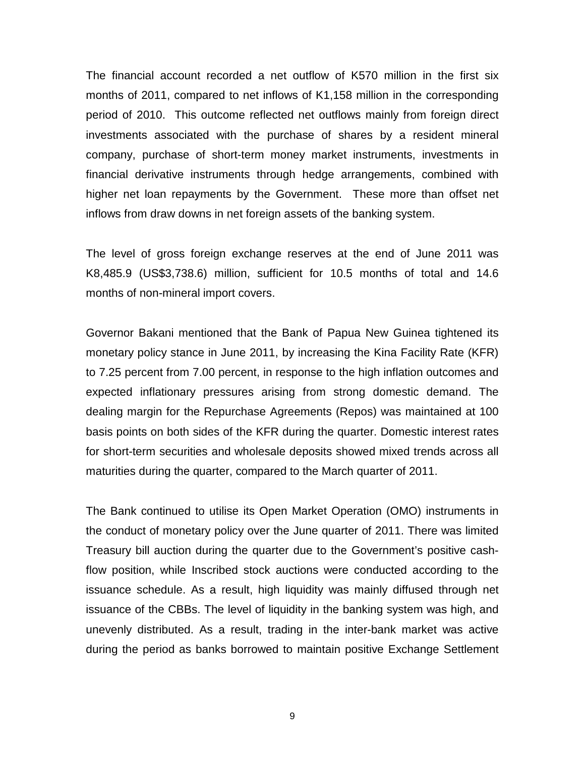The financial account recorded a net outflow of K570 million in the first six months of 2011, compared to net inflows of K1,158 million in the corresponding period of 2010. This outcome reflected net outflows mainly from foreign direct investments associated with the purchase of shares by a resident mineral company, purchase of short-term money market instruments, investments in financial derivative instruments through hedge arrangements, combined with higher net loan repayments by the Government. These more than offset net inflows from draw downs in net foreign assets of the banking system.

The level of gross foreign exchange reserves at the end of June 2011 was K8,485.9 (US$3,738.6) million, sufficient for 10.5 months of total and 14.6 months of non-mineral import covers.

Governor Bakani mentioned that the Bank of Papua New Guinea tightened its monetary policy stance in June 2011, by increasing the Kina Facility Rate (KFR) to 7.25 percent from 7.00 percent, in response to the high inflation outcomes and expected inflationary pressures arising from strong domestic demand. The dealing margin for the Repurchase Agreements (Repos) was maintained at 100 basis points on both sides of the KFR during the quarter. Domestic interest rates for short-term securities and wholesale deposits showed mixed trends across all maturities during the quarter, compared to the March quarter of 2011.

The Bank continued to utilise its Open Market Operation (OMO) instruments in the conduct of monetary policy over the June quarter of 2011. There was limited Treasury bill auction during the quarter due to the Government's positive cash-flow position, while Inscribed stock auctions were conducted according to the issuance schedule. As a result, high liquidity was mainly diffused through net issuance of the CBBs. The level of liquidity in the banking system was high, and unevenly distributed. As a result, trading in the inter-bank market was active during the period as banks borrowed to maintain positive Exchange Settlement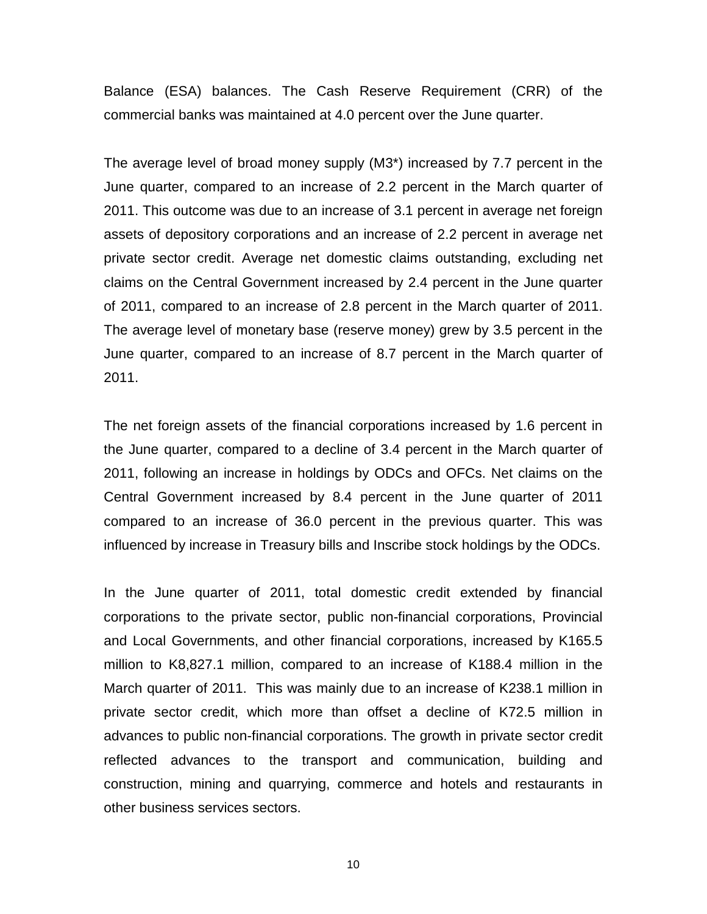Balance (ESA) balances. The Cash Reserve Requirement (CRR) of the commercial banks was maintained at 4.0 percent over the June quarter.

The average level of broad money supply (M3*) increased by 7.7 percent in the June quarter, compared to an increase of 2.2 percent in the March quarter of 2011. This outcome was due to an increase of 3.1 percent in average net foreign assets of depository corporations and an increase of 2.2 percent in average net private sector credit. Average net domestic claims outstanding, excluding net claims on the Central Government increased by 2.4 percent in the June quarter of 2011, compared to an increase of 2.8 percent in the March quarter of 2011. The average level of monetary base (reserve money) grew by 3.5 percent in the June quarter, compared to an increase of 8.7 percent in the March quarter of 2011.

The net foreign assets of the financial corporations increased by 1.6 percent in the June quarter, compared to a decline of 3.4 percent in the March quarter of 2011, following an increase in holdings by ODCs and OFCs. Net claims on the Central Government increased by 8.4 percent in the June quarter of 2011 compared to an increase of 36.0 percent in the previous quarter. This was influenced by increase in Treasury bills and Inscribe stock holdings by the ODCs.

In the June quarter of 2011, total domestic credit extended by financial corporations to the private sector, public non-financial corporations, Provincial and Local Governments, and other financial corporations, increased by K165.5 million to K8,827.1 million, compared to an increase of K188.4 million in the March quarter of 2011. This was mainly due to an increase of K238.1 million in private sector credit, which more than offset a decline of K72.5 million in advances to public non-financial corporations. The growth in private sector credit reflected advances to the transport and communication, building and construction, mining and quarrying, commerce and hotels and restaurants in other business services sectors.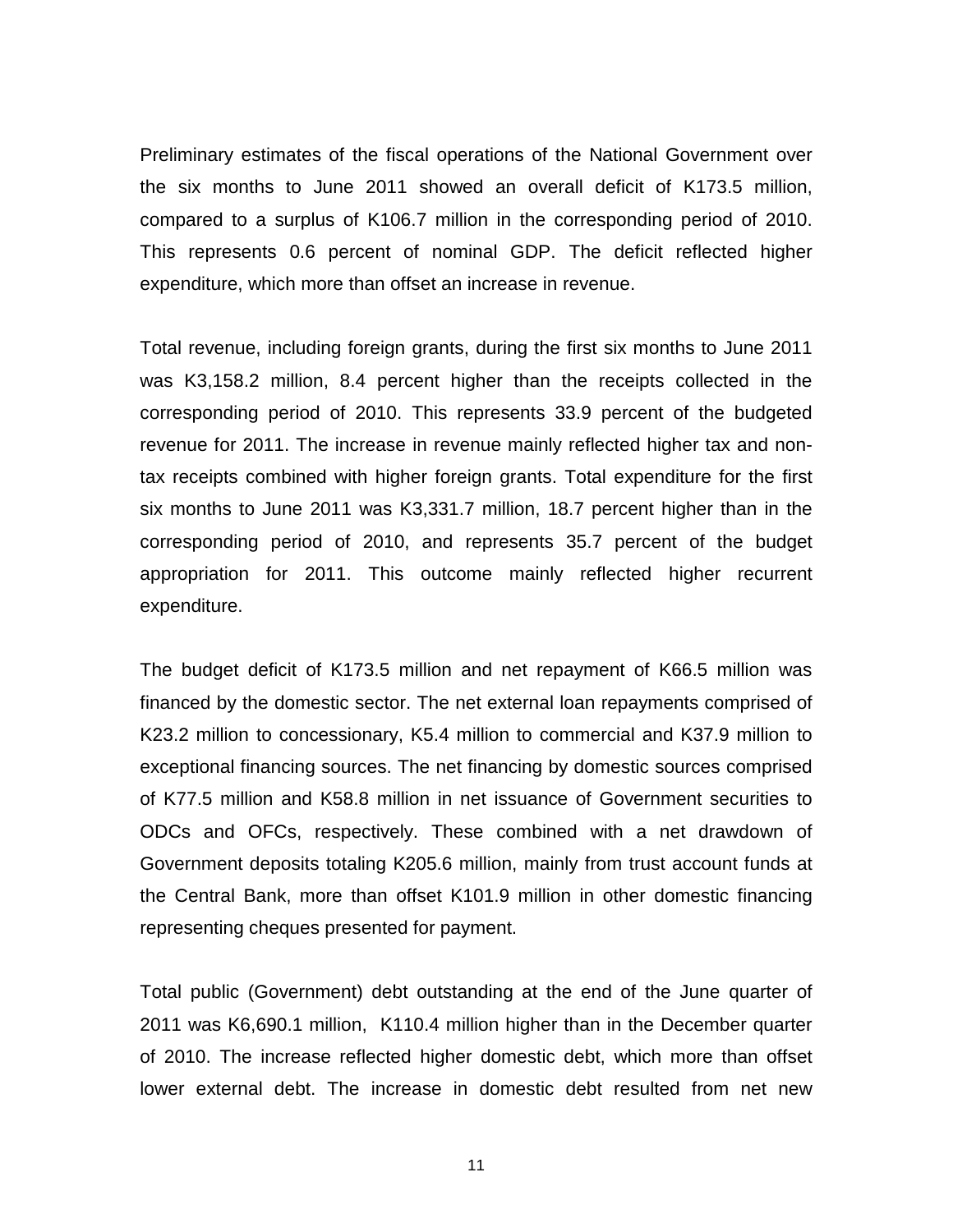Preliminary estimates of the fiscal operations of the National Government over the six months to June 2011 showed an overall deficit of K173.5 million, compared to a surplus of K106.7 million in the corresponding period of 2010. This represents 0.6 percent of nominal GDP. The deficit reflected higher expenditure, which more than offset an increase in revenue.

Total revenue, including foreign grants, during the first six months to June 2011 was K3,158.2 million, 8.4 percent higher than the receipts collected in the corresponding period of 2010. This represents 33.9 percent of the budgeted revenue for 2011. The increase in revenue mainly reflected higher tax and non-tax receipts combined with higher foreign grants. Total expenditure for the first six months to June 2011 was K3,331.7 million, 18.7 percent higher than in the corresponding period of 2010, and represents 35.7 percent of the budget appropriation for 2011. This outcome mainly reflected higher recurrent expenditure.

The budget deficit of K173.5 million and net repayment of K66.5 million was financed by the domestic sector. The net external loan repayments comprised of K23.2 million to concessionary, K5.4 million to commercial and K37.9 million to exceptional financing sources. The net financing by domestic sources comprised of K77.5 million and K58.8 million in net issuance of Government securities to ODCs and OFCs, respectively. These combined with a net drawdown of Government deposits totaling K205.6 million, mainly from trust account funds at the Central Bank, more than offset K101.9 million in other domestic financing representing cheques presented for payment.

Total public (Government) debt outstanding at the end of the June quarter of 2011 was K6,690.1 million, K110.4 million higher than in the December quarter of 2010. The increase reflected higher domestic debt, which more than offset lower external debt. The increase in domestic debt resulted from net new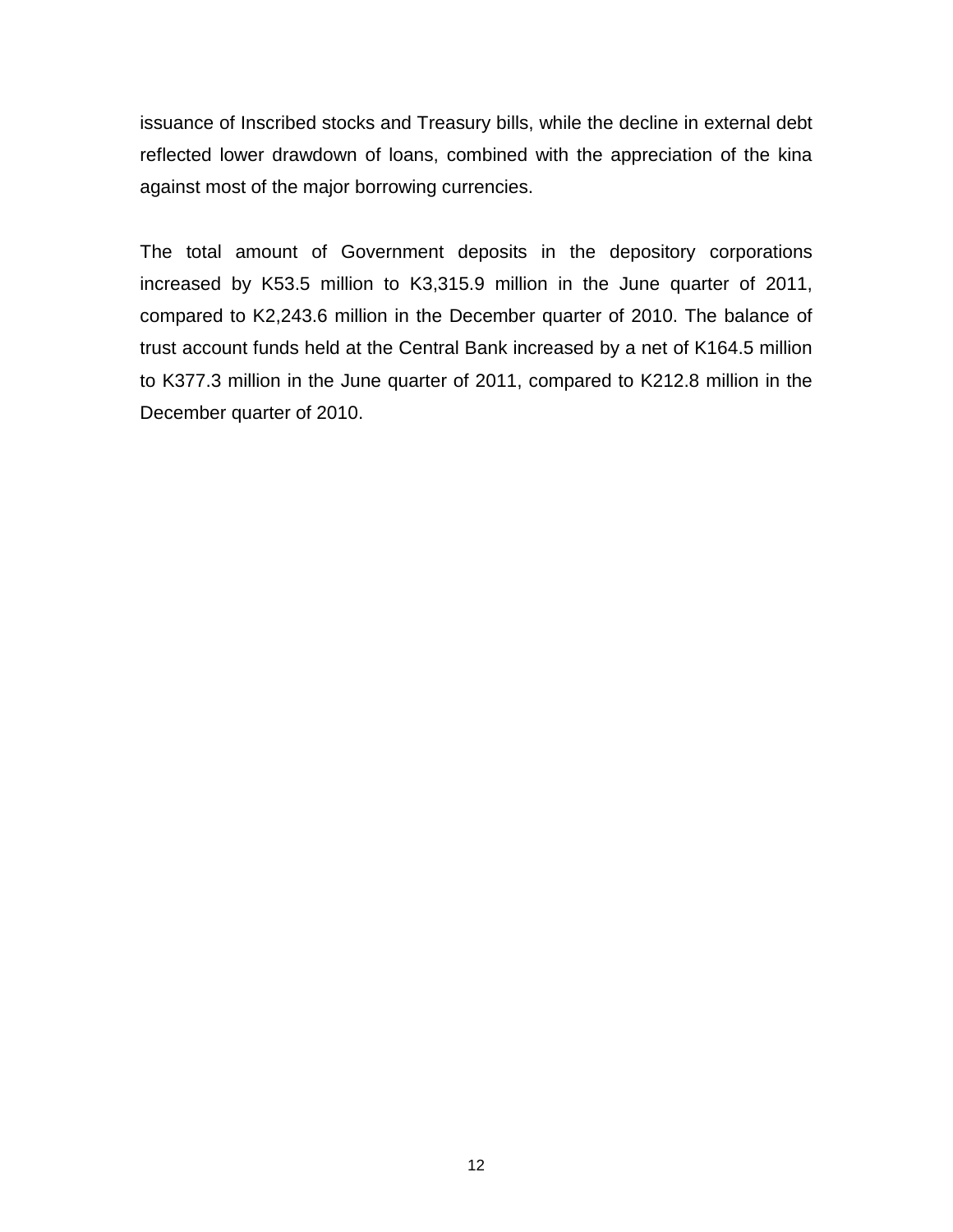issuance of Inscribed stocks and Treasury bills, while the decline in external debt reflected lower drawdown of loans, combined with the appreciation of the kina against most of the major borrowing currencies.

The total amount of Government deposits in the depository corporations increased by K53.5 million to K3,315.9 million in the June quarter of 2011, compared to K2,243.6 million in the December quarter of 2010. The balance of trust account funds held at the Central Bank increased by a net of K164.5 million to K377.3 million in the June quarter of 2011, compared to K212.8 million in the December quarter of 2010.